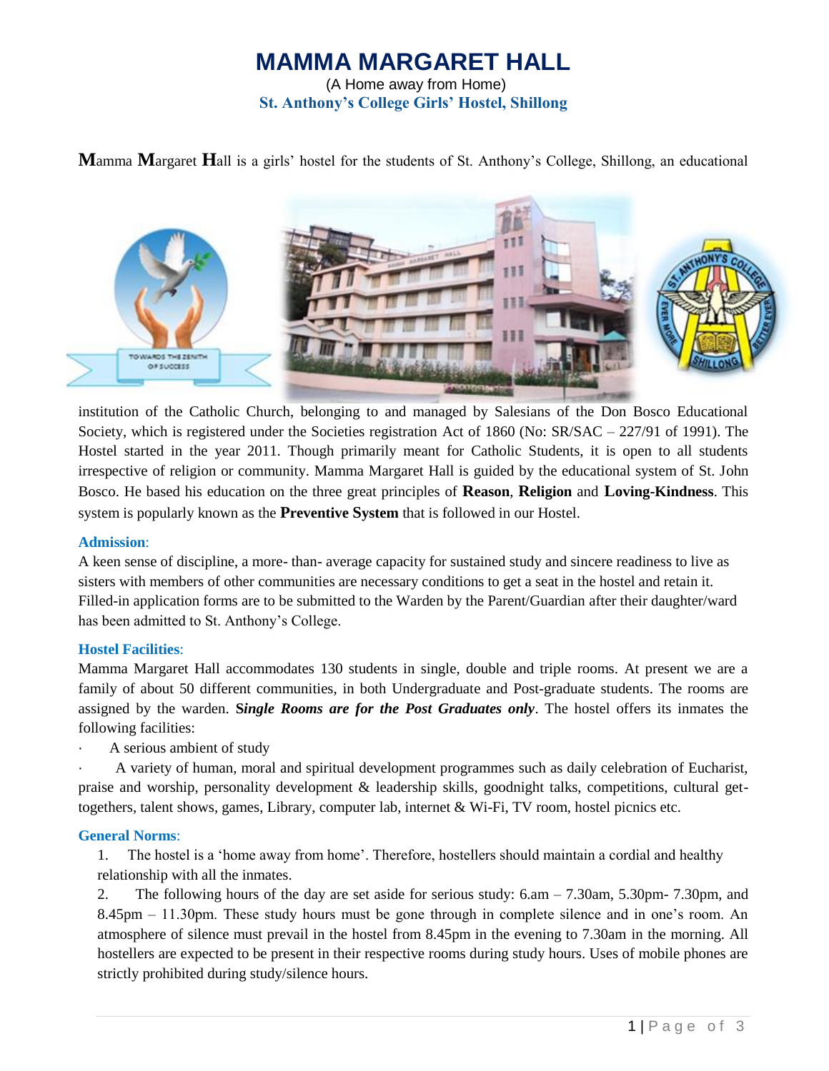# MAMMA MARGARET HALL

(A Home away from Home)

**St. Anthony's College Girls' Hostel, Shillong**

**M**amma **M**argaret **H**all is a girls' hostel for the students of St. Anthony's College, Shillong, an educational institution of the Catholic Church, belonging to and managed by Salesians of the Don Bosco Educational Society, which is registered under the Societies registration Act of 1860 (No: SR/SAC – 227/91 of 1991). The Hostel started in the year 2011. Though primarily meant for Catholic Students, it is open to all students irrespective of religion or community. Mamma Margaret Hall is guided by the educational system of St. John Bosco. He based his education on the three great principles of **Reason**, **Religion** and **Loving-Kindness**. This system is popularly known as the **Preventive System** that is followed in our Hostel.

### Admission:

A keen sense of discipline, a more- than- average capacity for sustained study and sincere readiness to live as sisters with members of other communities are necessary conditions to get a seat in the hostel and retain it. Filled-in application forms are to be submitted to the Warden by the Parent/Guardian after their daughter/ward has been admitted to St. Anthony's College.

### Hostel Facilities:

Mamma Margaret Hall accommodates 130 students in single, double and triple rooms. At present we are a family of about 50 different communities, in both Undergraduate and Post-graduate students. The rooms are assigned by the warden. ***Single Rooms are for the Post Graduates only***. The hostel offers its inmates the following facilities:

- A serious ambient of study
- A variety of human, moral and spiritual development programmes such as daily celebration of Eucharist, praise and worship, personality development & leadership skills, goodnight talks, competitions, cultural get-togethers, talent shows, games, Library, computer lab, internet & Wi-Fi, TV room, hostel picnics etc.

### General Norms:

1. The hostel is a 'home away from home'. Therefore, hostellers should maintain a cordial and healthy relationship with all the inmates.
2. The following hours of the day are set aside for serious study: 6.am – 7.30am, 5.30pm- 7.30pm, and 8.45pm – 11.30pm. These study hours must be gone through in complete silence and in one's room. An atmosphere of silence must prevail in the hostel from 8.45pm in the evening to 7.30am in the morning. All hostellers are expected to be present in their respective rooms during study hours. Uses of mobile phones are strictly prohibited during study/silence hours.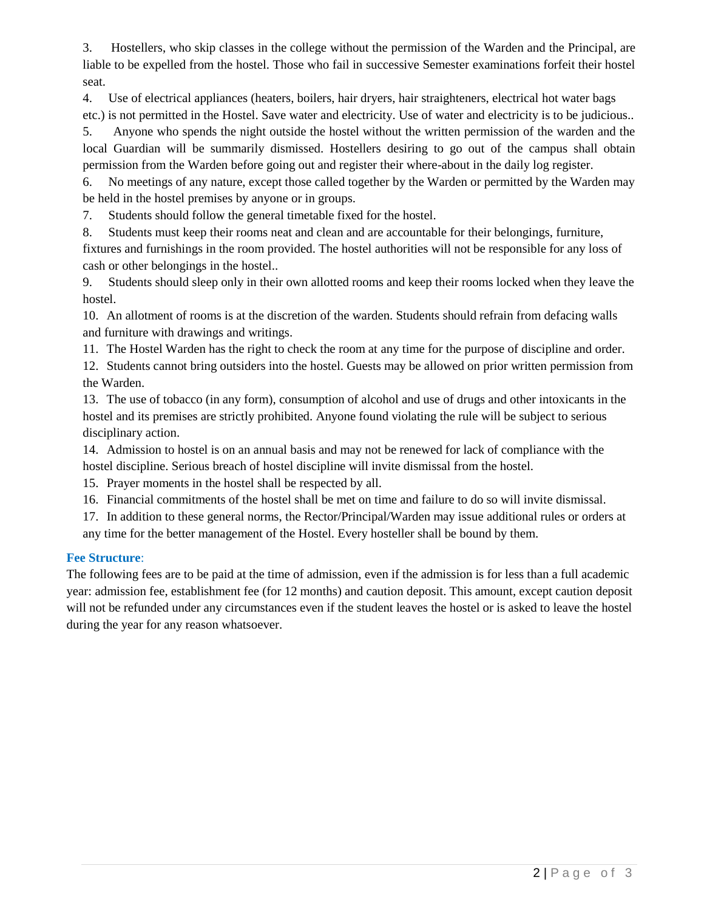3. Hostellers, who skip classes in the college without the permission of the Warden and the Principal, are liable to be expelled from the hostel. Those who fail in successive Semester examinations forfeit their hostel seat.
4. Use of electrical appliances (heaters, boilers, hair dryers, hair straighteners, electrical hot water bags etc.) is not permitted in the Hostel. Save water and electricity. Use of water and electricity is to be judicious..
5. Anyone who spends the night outside the hostel without the written permission of the warden and the local Guardian will be summarily dismissed. Hostellers desiring to go out of the campus shall obtain permission from the Warden before going out and register their where-about in the daily log register.
6. No meetings of any nature, except those called together by the Warden or permitted by the Warden may be held in the hostel premises by anyone or in groups.
7. Students should follow the general timetable fixed for the hostel.
8. Students must keep their rooms neat and clean and are accountable for their belongings, furniture, fixtures and furnishings in the room provided. The hostel authorities will not be responsible for any loss of cash or other belongings in the hostel..
9. Students should sleep only in their own allotted rooms and keep their rooms locked when they leave the hostel.
10. An allotment of rooms is at the discretion of the warden. Students should refrain from defacing walls and furniture with drawings and writings.
11. The Hostel Warden has the right to check the room at any time for the purpose of discipline and order.
12. Students cannot bring outsiders into the hostel. Guests may be allowed on prior written permission from the Warden.
13. The use of tobacco (in any form), consumption of alcohol and use of drugs and other intoxicants in the hostel and its premises are strictly prohibited. Anyone found violating the rule will be subject to serious disciplinary action.
14. Admission to hostel is on an annual basis and may not be renewed for lack of compliance with the hostel discipline. Serious breach of hostel discipline will invite dismissal from the hostel.
15. Prayer moments in the hostel shall be respected by all.
16. Financial commitments of the hostel shall be met on time and failure to do so will invite dismissal.
17. In addition to these general norms, the Rector/Principal/Warden may issue additional rules or orders at any time for the better management of the Hostel. Every hosteller shall be bound by them.

**Fee Structure**:

The following fees are to be paid at the time of admission, even if the admission is for less than a full academic year: admission fee, establishment fee (for 12 months) and caution deposit. This amount, except caution deposit will not be refunded under any circumstances even if the student leaves the hostel or is asked to leave the hostel during the year for any reason whatsoever.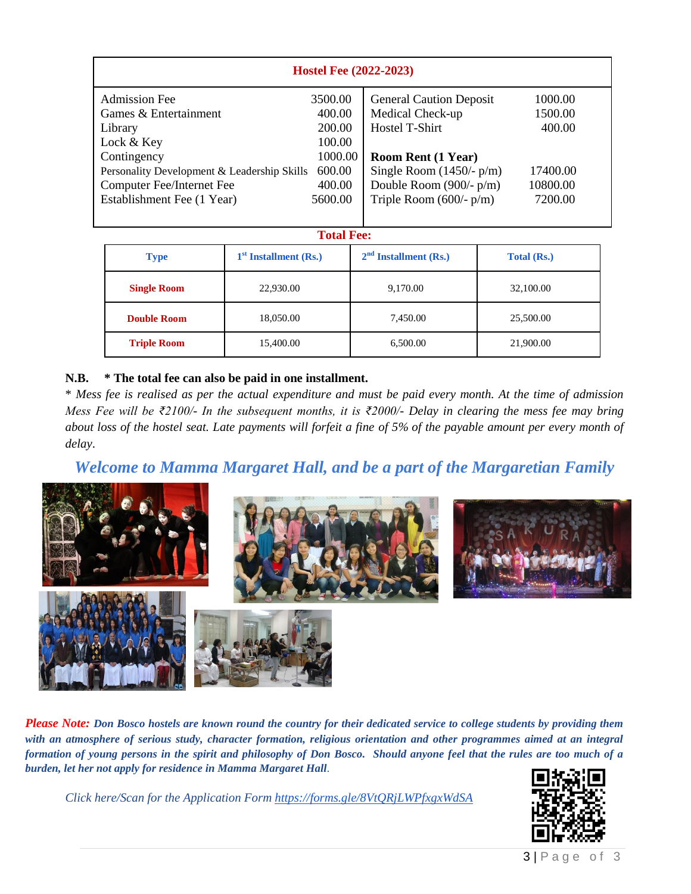| Hostel Fee (2022-2023) | | | |
|---|---|---|---|
| Admission Fee | 3500.00 | General Caution Deposit | 1000.00 |
| Games & Entertainment | 400.00 | Medical Check-up | 1500.00 |
| Library | 200.00 | Hostel T-Shirt | 400.00 |
| Lock & Key | 100.00 | | |
| Contingency | 1000.00 | **Room Rent (1 Year)** | |
| Personality Development & Leadership Skills | 600.00 | Single Room (1450/- p/m) | 17400.00 |
| Computer Fee/Internet Fee | 400.00 | Double Room (900/- p/m) | 10800.00 |
| Establishment Fee (1 Year) | 5600.00 | Triple Room (600/- p/m) | 7200.00 |

**Total Fee:**

| Type | 1st Installment (Rs.) | 2nd Installment (Rs.) | Total (Rs.) |
|---|---|---|---|
| **Single Room** | 22,930.00 | 9,170.00 | 32,100.00 |
| **Double Room** | 18,050.00 | 7,450.00 | 25,500.00 |
| **Triple Room** | 15,400.00 | 6,500.00 | 21,900.00 |

**N.B. * The total fee can also be paid in one installment.**

*\* Mess fee is realised as per the actual expenditure and must be paid every month. At the time of admission Mess Fee will be ₹2100/- In the subsequent months, it is ₹2000/- Delay in clearing the mess fee may bring about loss of the hostel seat. Late payments will forfeit a fine of 5% of the payable amount per every month of delay.*

## *Welcome to Mamma Margaret Hall, and be a part of the Margaretian Family*

***Please Note:*** ***Don Bosco hostels are known round the country for their dedicated service to college students by providing them with an atmosphere of serious study, character formation, religious orientation and other programmes aimed at an integral formation of young persons in the spirit and philosophy of Don Bosco. Should anyone feel that the rules are too much of a burden, let her not apply for residence in Mamma Margaret Hall.***

*Click here/Scan for the Application Form [https://forms.gle/8VtQRjLWPfxgxWdSA](https://forms.gle/8VtQRjLWPfxgxWdSA)*